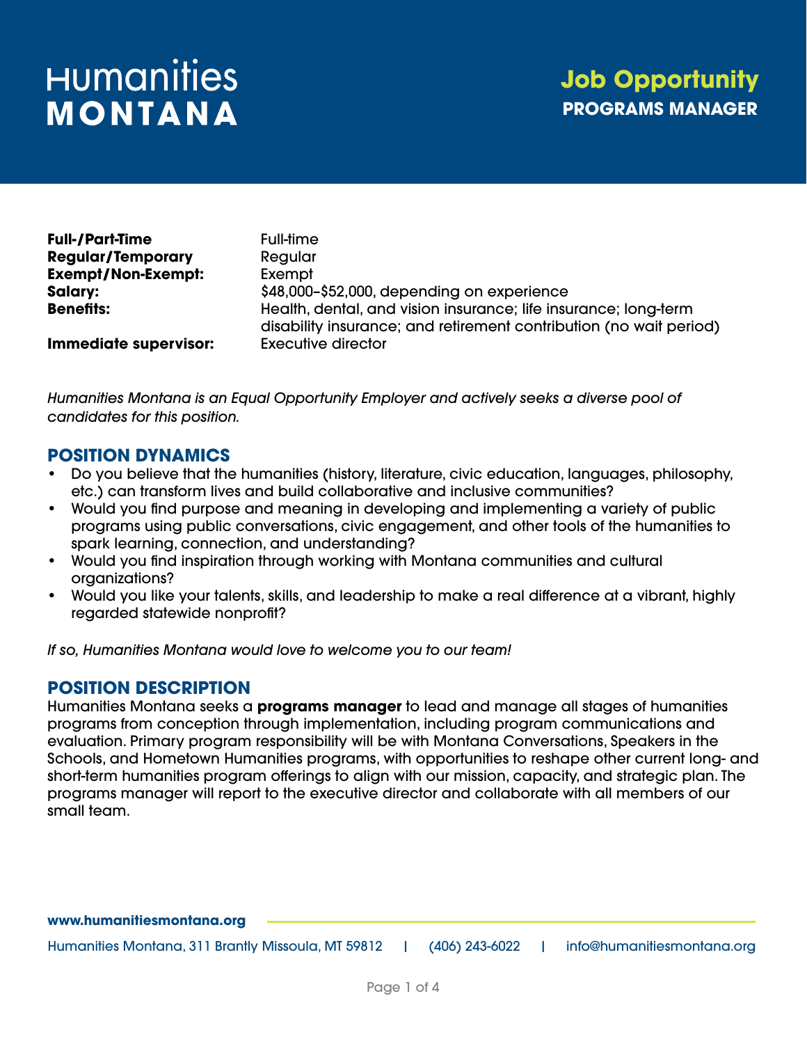# Humanities MONTANA

## Job Opportunity
**PROGRAMS MANAGER**

| | |
|---|---|
| **Full-/Part-Time** | Full-time |
| **Regular/Temporary** | Regular |
| **Exempt/Non-Exempt:** | Exempt |
| **Salary:** | $48,000–$52,000, depending on experience |
| **Benefits:** | Health, dental, and vision insurance; life insurance; long-term disability insurance; and retirement contribution (no wait period) |
| **Immediate supervisor:** | Executive director |

*Humanities Montana is an Equal Opportunity Employer and actively seeks a diverse pool of candidates for this position.*

## POSITION DYNAMICS

- Do you believe that the humanities (history, literature, civic education, languages, philosophy, etc.) can transform lives and build collaborative and inclusive communities?
- Would you find purpose and meaning in developing and implementing a variety of public programs using public conversations, civic engagement, and other tools of the humanities to spark learning, connection, and understanding?
- Would you find inspiration through working with Montana communities and cultural organizations?
- Would you like your talents, skills, and leadership to make a real difference at a vibrant, highly regarded statewide nonprofit?

*If so, Humanities Montana would love to welcome you to our team!*

## POSITION DESCRIPTION

Humanities Montana seeks a **programs manager** to lead and manage all stages of humanities programs from conception through implementation, including program communications and evaluation. Primary program responsibility will be with Montana Conversations, Speakers in the Schools, and Hometown Humanities programs, with opportunities to reshape other current long- and short-term humanities program offerings to align with our mission, capacity, and strategic plan. The programs manager will report to the executive director and collaborate with all members of our small team.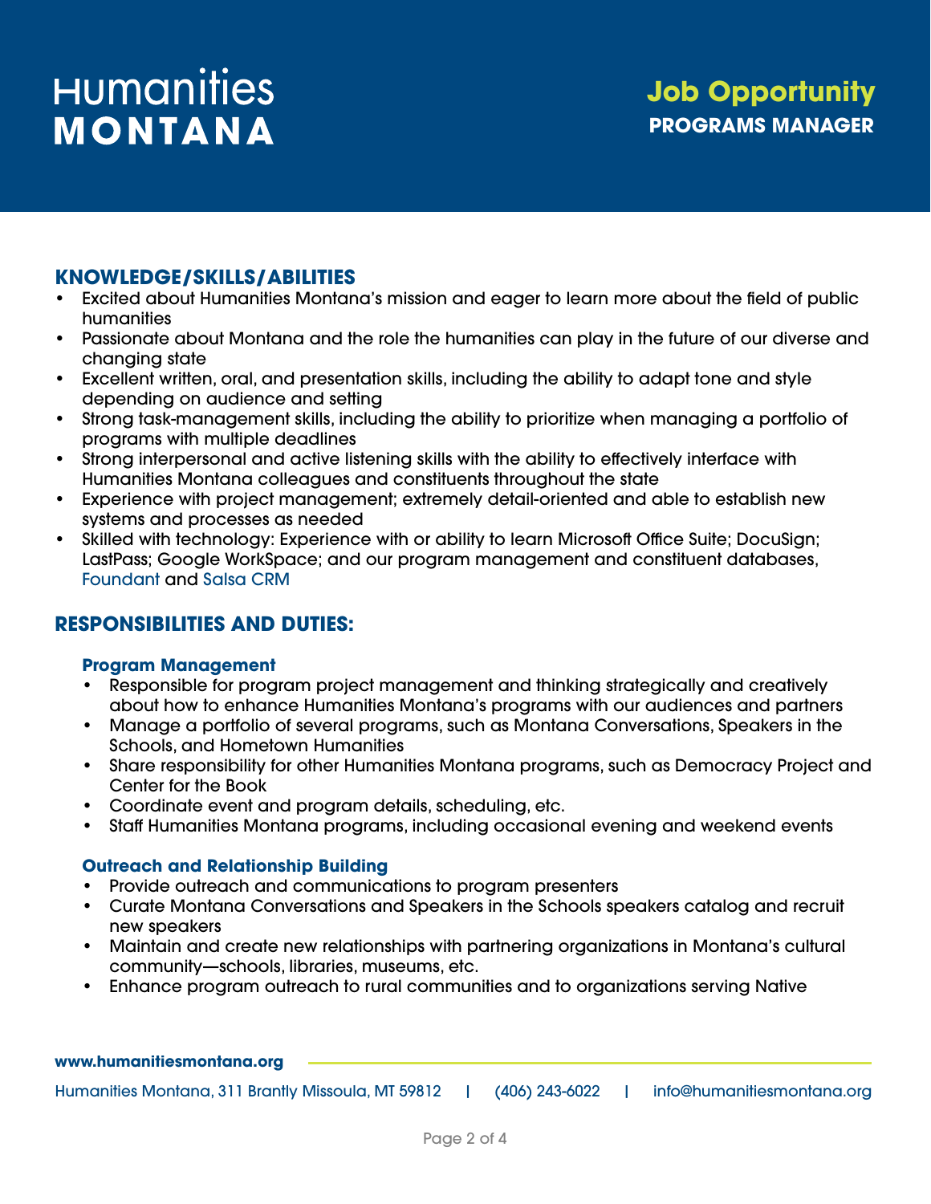## KNOWLEDGE/SKILLS/ABILITIES

- Excited about Humanities Montana's mission and eager to learn more about the field of public humanities
- Passionate about Montana and the role the humanities can play in the future of our diverse and changing state
- Excellent written, oral, and presentation skills, including the ability to adapt tone and style depending on audience and setting
- Strong task-management skills, including the ability to prioritize when managing a portfolio of programs with multiple deadlines
- Strong interpersonal and active listening skills with the ability to effectively interface with Humanities Montana colleagues and constituents throughout the state
- Experience with project management; extremely detail-oriented and able to establish new systems and processes as needed
- Skilled with technology: Experience with or ability to learn Microsoft Office Suite; DocuSign; LastPass; Google WorkSpace; and our program management and constituent databases, Foundant and Salsa CRM

## RESPONSIBILITIES AND DUTIES:

### Program Management

- Responsible for program project management and thinking strategically and creatively about how to enhance Humanities Montana's programs with our audiences and partners
- Manage a portfolio of several programs, such as Montana Conversations, Speakers in the Schools, and Hometown Humanities
- Share responsibility for other Humanities Montana programs, such as Democracy Project and Center for the Book
- Coordinate event and program details, scheduling, etc.
- Staff Humanities Montana programs, including occasional evening and weekend events

### Outreach and Relationship Building

- Provide outreach and communications to program presenters
- Curate Montana Conversations and Speakers in the Schools speakers catalog and recruit new speakers
- Maintain and create new relationships with partnering organizations in Montana's cultural community—schools, libraries, museums, etc.
- Enhance program outreach to rural communities and to organizations serving Native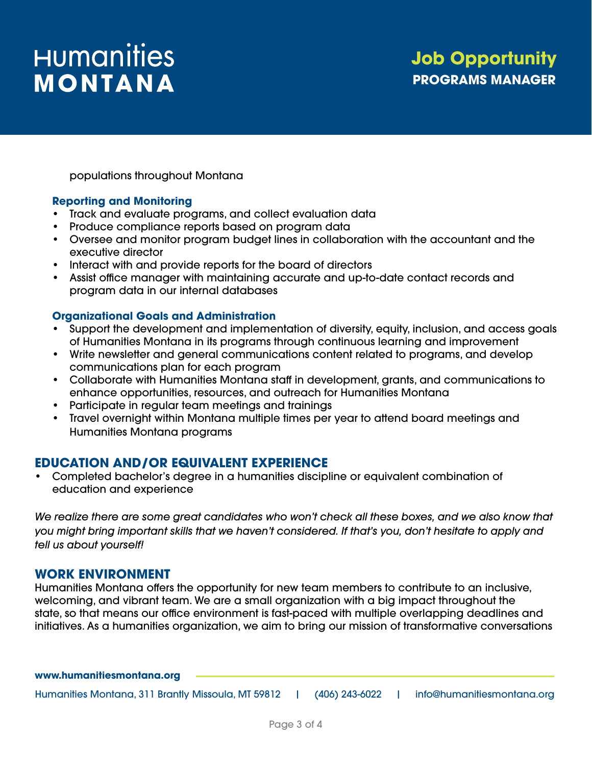populations throughout Montana

### Reporting and Monitoring

- Track and evaluate programs, and collect evaluation data
- Produce compliance reports based on program data
- Oversee and monitor program budget lines in collaboration with the accountant and the executive director
- Interact with and provide reports for the board of directors
- Assist office manager with maintaining accurate and up-to-date contact records and program data in our internal databases

### Organizational Goals and Administration

- Support the development and implementation of diversity, equity, inclusion, and access goals of Humanities Montana in its programs through continuous learning and improvement
- Write newsletter and general communications content related to programs, and develop communications plan for each program
- Collaborate with Humanities Montana staff in development, grants, and communications to enhance opportunities, resources, and outreach for Humanities Montana
- Participate in regular team meetings and trainings
- Travel overnight within Montana multiple times per year to attend board meetings and Humanities Montana programs

## EDUCATION AND/OR EQUIVALENT EXPERIENCE

- Completed bachelor's degree in a humanities discipline or equivalent combination of education and experience

*We realize there are some great candidates who won't check all these boxes, and we also know that you might bring important skills that we haven't considered. If that's you, don't hesitate to apply and tell us about yourself!*

## WORK ENVIRONMENT

Humanities Montana offers the opportunity for new team members to contribute to an inclusive, welcoming, and vibrant team. We are a small organization with a big impact throughout the state, so that means our office environment is fast-paced with multiple overlapping deadlines and initiatives. As a humanities organization, we aim to bring our mission of transformative conversations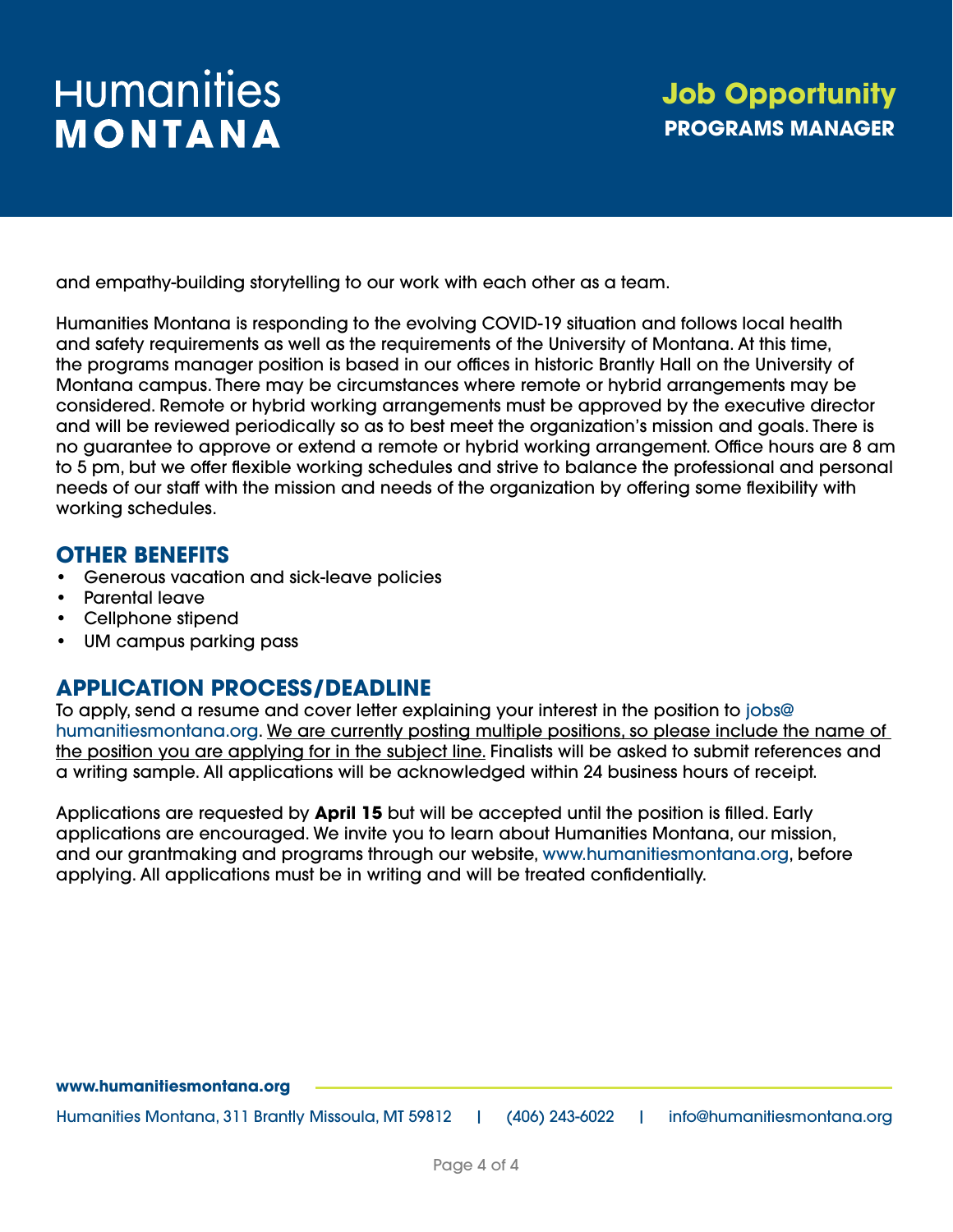and empathy-building storytelling to our work with each other as a team.

Humanities Montana is responding to the evolving COVID-19 situation and follows local health and safety requirements as well as the requirements of the University of Montana. At this time, the programs manager position is based in our offices in historic Brantly Hall on the University of Montana campus. There may be circumstances where remote or hybrid arrangements may be considered. Remote or hybrid working arrangements must be approved by the executive director and will be reviewed periodically so as to best meet the organization's mission and goals. There is no guarantee to approve or extend a remote or hybrid working arrangement. Office hours are 8 am to 5 pm, but we offer flexible working schedules and strive to balance the professional and personal needs of our staff with the mission and needs of the organization by offering some flexibility with working schedules.

## OTHER BENEFITS

- Generous vacation and sick-leave policies
- Parental leave
- Cellphone stipend
- UM campus parking pass

## APPLICATION PROCESS/DEADLINE

To apply, send a resume and cover letter explaining your interest in the position to jobs@humanitiesmontana.org. We are currently posting multiple positions, so please include the name of the position you are applying for in the subject line. Finalists will be asked to submit references and a writing sample. All applications will be acknowledged within 24 business hours of receipt.

Applications are requested by **April 15** but will be accepted until the position is filled. Early applications are encouraged. We invite you to learn about Humanities Montana, our mission, and our grantmaking and programs through our website, www.humanitiesmontana.org, before applying. All applications must be in writing and will be treated confidentially.